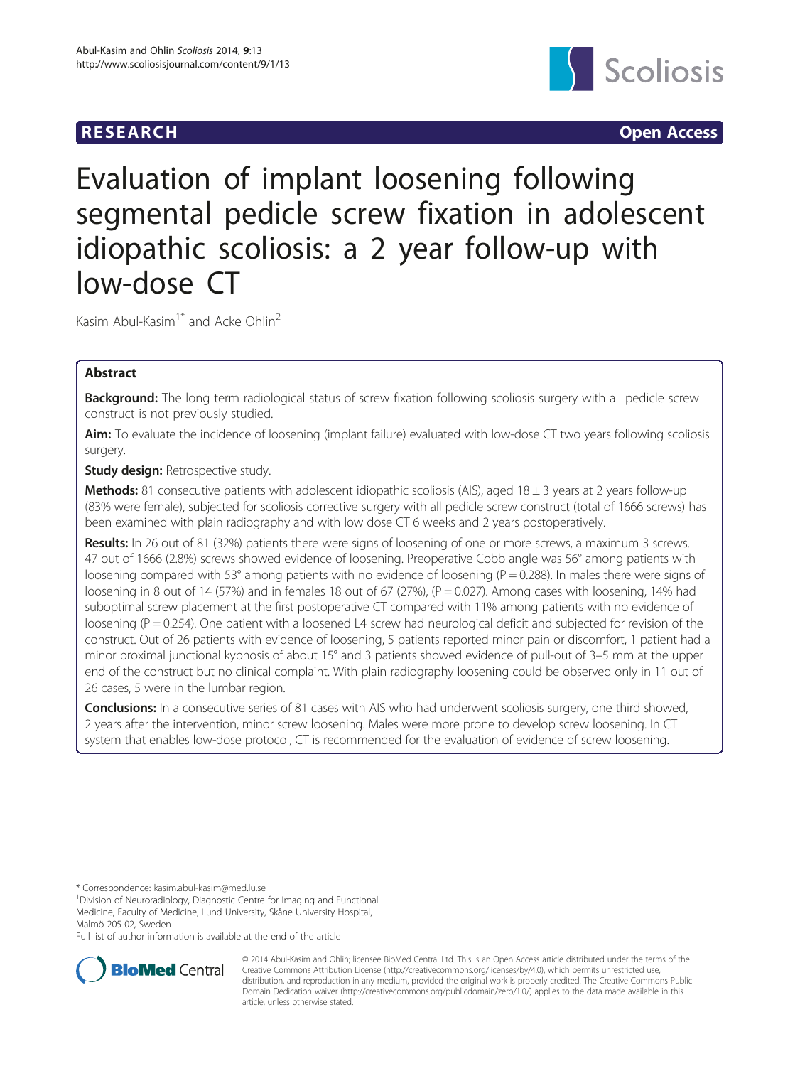RESEARCH Open Access

# Evaluation of implant loosening following segmental pedicle screw fixation in adolescent idiopathic scoliosis: a 2 year follow-up with low-dose CT

Kasim Abul-Kasim[1*] and Acke Ohlin[2]

## Abstract

**Background:** The long term radiological status of screw fixation following scoliosis surgery with all pedicle screw construct is not previously studied.

**Aim:** To evaluate the incidence of loosening (implant failure) evaluated with low-dose CT two years following scoliosis surgery.

**Study design:** Retrospective study.

**Methods:** 81 consecutive patients with adolescent idiopathic scoliosis (AIS), aged 18 ± 3 years at 2 years follow-up (83% were female), subjected for scoliosis corrective surgery with all pedicle screw construct (total of 1666 screws) has been examined with plain radiography and with low dose CT 6 weeks and 2 years postoperatively.

**Results:** In 26 out of 81 (32%) patients there were signs of loosening of one or more screws, a maximum 3 screws. 47 out of 1666 (2.8%) screws showed evidence of loosening. Preoperative Cobb angle was 56° among patients with loosening compared with 53° among patients with no evidence of loosening (P = 0.288). In males there were signs of loosening in 8 out of 14 (57%) and in females 18 out of 67 (27%), (P = 0.027). Among cases with loosening, 14% had suboptimal screw placement at the first postoperative CT compared with 11% among patients with no evidence of loosening (P = 0.254). One patient with a loosened L4 screw had neurological deficit and subjected for revision of the construct. Out of 26 patients with evidence of loosening, 5 patients reported minor pain or discomfort, 1 patient had a minor proximal junctional kyphosis of about 15° and 3 patients showed evidence of pull-out of 3–5 mm at the upper end of the construct but no clinical complaint. With plain radiography loosening could be observed only in 11 out of 26 cases, 5 were in the lumbar region.

**Conclusions:** In a consecutive series of 81 cases with AIS who had underwent scoliosis surgery, one third showed, 2 years after the intervention, minor screw loosening. Males were more prone to develop screw loosening. In CT system that enables low-dose protocol, CT is recommended for the evaluation of evidence of screw loosening.

---

\* Correspondence: kasim.abul-kasim@med.lu.se

[1]Division of Neuroradiology, Diagnostic Centre for Imaging and Functional Medicine, Faculty of Medicine, Lund University, Skåne University Hospital, Malmö 205 02, Sweden

Full list of author information is available at the end of the article

© 2014 Abul-Kasim and Ohlin; licensee BioMed Central Ltd. This is an Open Access article distributed under the terms of the Creative Commons Attribution License (http://creativecommons.org/licenses/by/4.0), which permits unrestricted use, distribution, and reproduction in any medium, provided the original work is properly credited. The Creative Commons Public Domain Dedication waiver (http://creativecommons.org/publicdomain/zero/1.0/) applies to the data made available in this article, unless otherwise stated.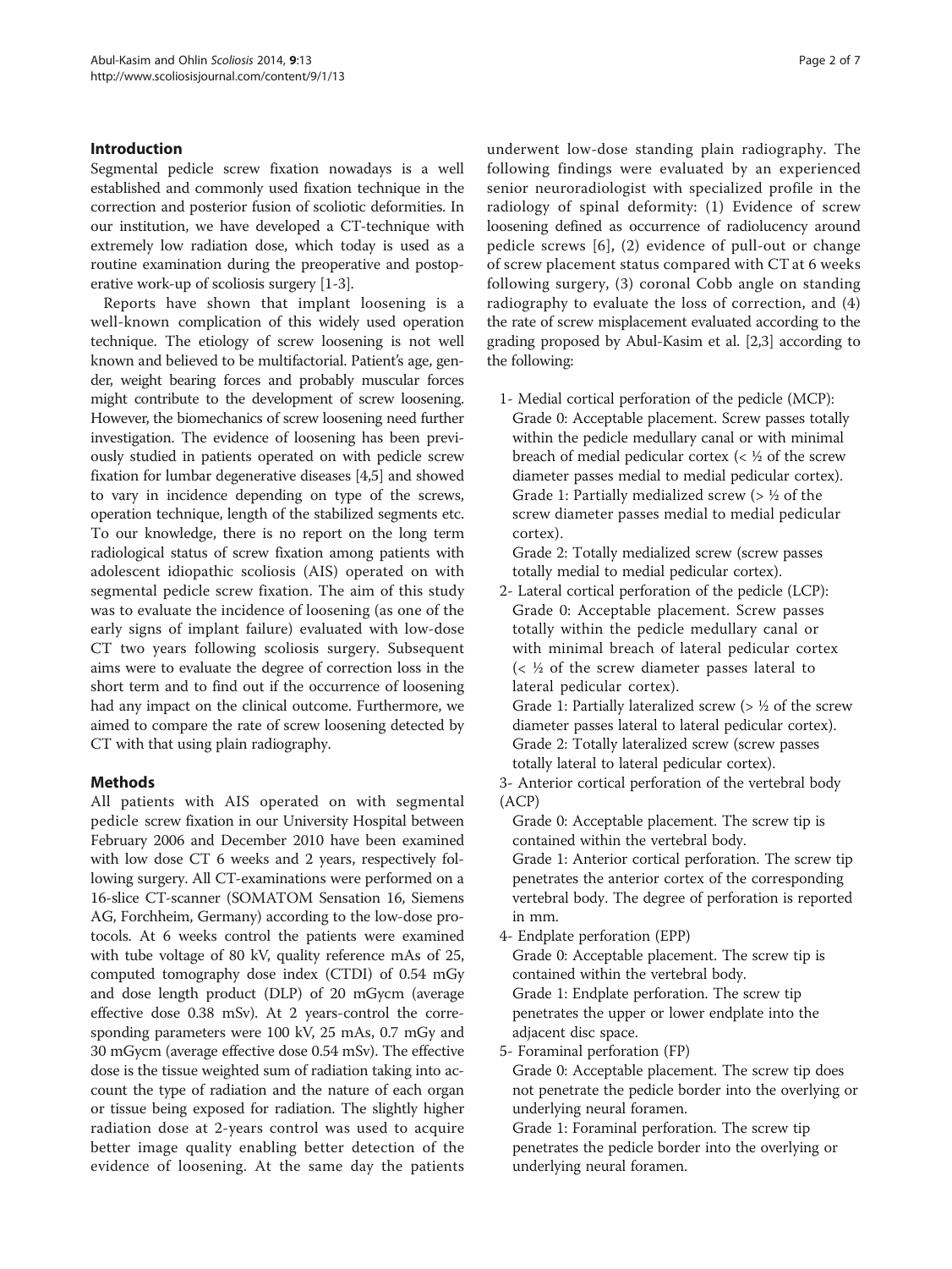## Introduction

Segmental pedicle screw fixation nowadays is a well established and commonly used fixation technique in the correction and posterior fusion of scoliotic deformities. In our institution, we have developed a CT-technique with extremely low radiation dose, which today is used as a routine examination during the preoperative and postoperative work-up of scoliosis surgery [1-3].

Reports have shown that implant loosening is a well-known complication of this widely used operation technique. The etiology of screw loosening is not well known and believed to be multifactorial. Patient's age, gender, weight bearing forces and probably muscular forces might contribute to the development of screw loosening. However, the biomechanics of screw loosening need further investigation. The evidence of loosening has been previously studied in patients operated on with pedicle screw fixation for lumbar degenerative diseases [4,5] and showed to vary in incidence depending on type of the screws, operation technique, length of the stabilized segments etc. To our knowledge, there is no report on the long term radiological status of screw fixation among patients with adolescent idiopathic scoliosis (AIS) operated on with segmental pedicle screw fixation. The aim of this study was to evaluate the incidence of loosening (as one of the early signs of implant failure) evaluated with low-dose CT two years following scoliosis surgery. Subsequent aims were to evaluate the degree of correction loss in the short term and to find out if the occurrence of loosening had any impact on the clinical outcome. Furthermore, we aimed to compare the rate of screw loosening detected by CT with that using plain radiography.

## Methods

All patients with AIS operated on with segmental pedicle screw fixation in our University Hospital between February 2006 and December 2010 have been examined with low dose CT 6 weeks and 2 years, respectively following surgery. All CT-examinations were performed on a 16-slice CT-scanner (SOMATOM Sensation 16, Siemens AG, Forchheim, Germany) according to the low-dose protocols. At 6 weeks control the patients were examined with tube voltage of 80 kV, quality reference mAs of 25, computed tomography dose index (CTDI) of 0.54 mGy and dose length product (DLP) of 20 mGycm (average effective dose 0.38 mSv). At 2 years-control the corresponding parameters were 100 kV, 25 mAs, 0.7 mGy and 30 mGycm (average effective dose 0.54 mSv). The effective dose is the tissue weighted sum of radiation taking into account the type of radiation and the nature of each organ or tissue being exposed for radiation. The slightly higher radiation dose at 2-years control was used to acquire better image quality enabling better detection of the evidence of loosening. At the same day the patients underwent low-dose standing plain radiography. The following findings were evaluated by an experienced senior neuroradiologist with specialized profile in the radiology of spinal deformity: (1) Evidence of screw loosening defined as occurrence of radiolucency around pedicle screws [6], (2) evidence of pull-out or change of screw placement status compared with CT at 6 weeks following surgery, (3) coronal Cobb angle on standing radiography to evaluate the loss of correction, and (4) the rate of screw misplacement evaluated according to the grading proposed by Abul-Kasim et al. [2,3] according to the following:

1- Medial cortical perforation of the pedicle (MCP):
   Grade 0: Acceptable placement. Screw passes totally within the pedicle medullary canal or with minimal breach of medial pedicular cortex (< ½ of the screw diameter passes medial to medial pedicular cortex).
   Grade 1: Partially medialized screw (> ½ of the screw diameter passes medial to medial pedicular cortex).
   Grade 2: Totally medialized screw (screw passes totally medial to medial pedicular cortex).

2- Lateral cortical perforation of the pedicle (LCP):
   Grade 0: Acceptable placement. Screw passes totally within the pedicle medullary canal or with minimal breach of lateral pedicular cortex (< ½ of the screw diameter passes lateral to lateral pedicular cortex).
   Grade 1: Partially lateralized screw (> ½ of the screw diameter passes lateral to lateral pedicular cortex).
   Grade 2: Totally lateralized screw (screw passes totally lateral to lateral pedicular cortex).

3- Anterior cortical perforation of the vertebral body (ACP)
   Grade 0: Acceptable placement. The screw tip is contained within the vertebral body.
   Grade 1: Anterior cortical perforation. The screw tip penetrates the anterior cortex of the corresponding vertebral body. The degree of perforation is reported in mm.

4- Endplate perforation (EPP)
   Grade 0: Acceptable placement. The screw tip is contained within the vertebral body.
   Grade 1: Endplate perforation. The screw tip penetrates the upper or lower endplate into the adjacent disc space.

5- Foraminal perforation (FP)
   Grade 0: Acceptable placement. The screw tip does not penetrate the pedicle border into the overlying or underlying neural foramen.
   Grade 1: Foraminal perforation. The screw tip penetrates the pedicle border into the overlying or underlying neural foramen.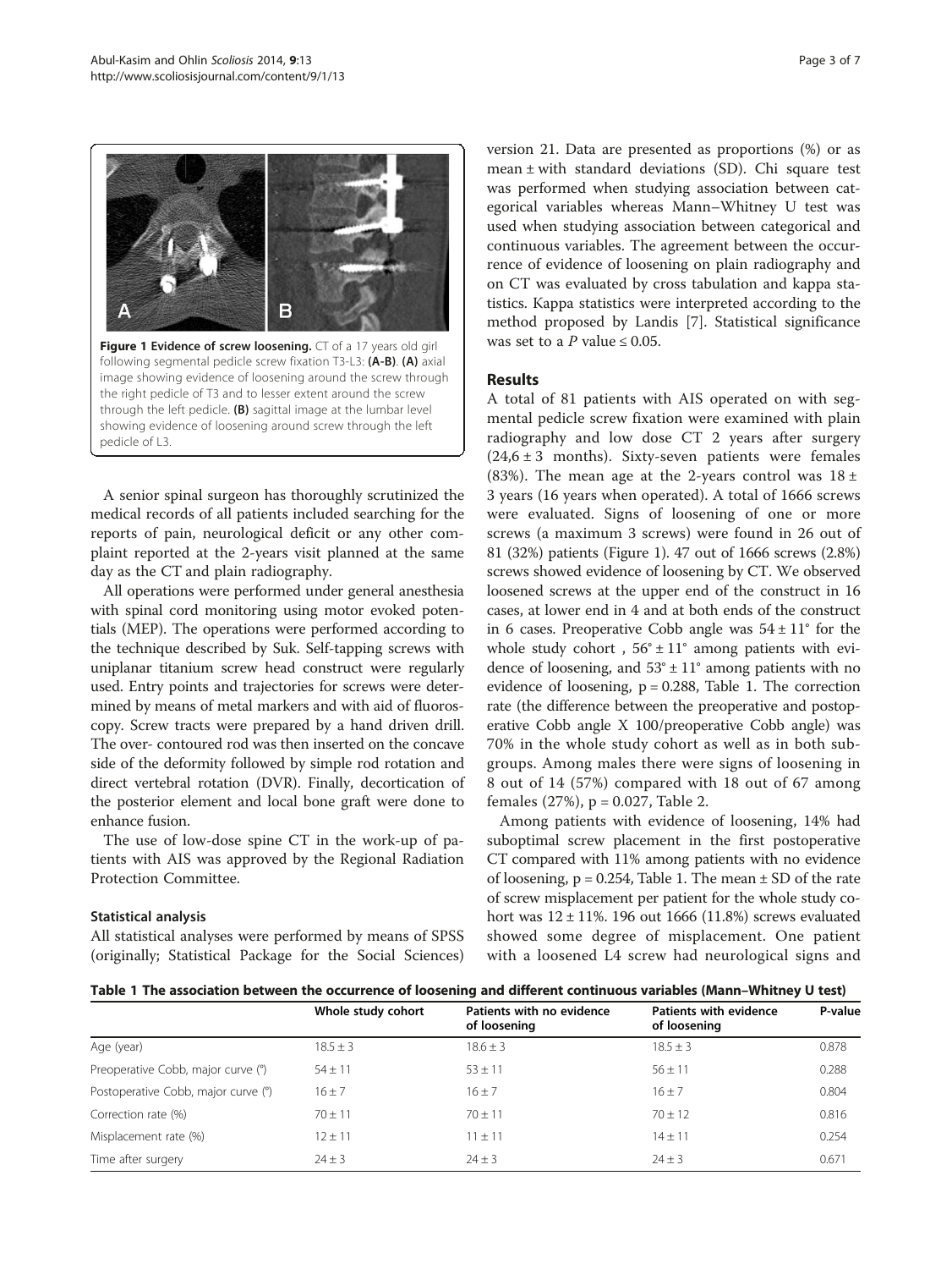**Figure 1 Evidence of screw loosening.** CT of a 17 years old girl following segmental pedicle screw fixation T3-L3: **(A-B)**. **(A)** axial image showing evidence of loosening around the screw through the right pedicle of T3 and to lesser extent around the screw through the left pedicle. **(B)** sagittal image at the lumbar level showing evidence of loosening around screw through the left pedicle of L3.

A senior spinal surgeon has thoroughly scrutinized the medical records of all patients included searching for the reports of pain, neurological deficit or any other complaint reported at the 2-years visit planned at the same day as the CT and plain radiography.

All operations were performed under general anesthesia with spinal cord monitoring using motor evoked potentials (MEP). The operations were performed according to the technique described by Suk. Self-tapping screws with uniplanar titanium screw head construct were regularly used. Entry points and trajectories for screws were determined by means of metal markers and with aid of fluoroscopy. Screw tracts were prepared by a hand driven drill. The over- contoured rod was then inserted on the concave side of the deformity followed by simple rod rotation and direct vertebral rotation (DVR). Finally, decortication of the posterior element and local bone graft were done to enhance fusion.

The use of low-dose spine CT in the work-up of patients with AIS was approved by the Regional Radiation Protection Committee.

### Statistical analysis

All statistical analyses were performed by means of SPSS (originally; Statistical Package for the Social Sciences) version 21. Data are presented as proportions (%) or as mean ± with standard deviations (SD). Chi square test was performed when studying association between categorical variables whereas Mann–Whitney U test was used when studying association between categorical and continuous variables. The agreement between the occurrence of evidence of loosening on plain radiography and on CT was evaluated by cross tabulation and kappa statistics. Kappa statistics were interpreted according to the method proposed by Landis [7]. Statistical significance was set to a $P$ value ≤ 0.05.

## Results

A total of 81 patients with AIS operated on with segmental pedicle screw fixation were examined with plain radiography and low dose CT 2 years after surgery (24,6 ± 3 months). Sixty-seven patients were females (83%). The mean age at the 2-years control was 18 ± 3 years (16 years when operated). A total of 1666 screws were evaluated. Signs of loosening of one or more screws (a maximum 3 screws) were found in 26 out of 81 (32%) patients (Figure 1). 47 out of 1666 screws (2.8%) screws showed evidence of loosening by CT. We observed loosened screws at the upper end of the construct in 16 cases, at lower end in 4 and at both ends of the construct in 6 cases. Preoperative Cobb angle was 54 ± 11° for the whole study cohort , 56° ± 11° among patients with evidence of loosening, and 53° ± 11° among patients with no evidence of loosening, p = 0.288, Table 1. The correction rate (the difference between the preoperative and postoperative Cobb angle X 100/preoperative Cobb angle) was 70% in the whole study cohort as well as in both subgroups. Among males there were signs of loosening in 8 out of 14 (57%) compared with 18 out of 67 among females (27%), p = 0.027, Table 2.

Among patients with evidence of loosening, 14% had suboptimal screw placement in the first postoperative CT compared with 11% among patients with no evidence of loosening, p = 0.254, Table 1. The mean ± SD of the rate of screw misplacement per patient for the whole study cohort was 12 ± 11%. 196 out 1666 (11.8%) screws evaluated showed some degree of misplacement. One patient with a loosened L4 screw had neurological signs and

**Table 1 The association between the occurrence of loosening and different continuous variables (Mann–Whitney U test)**

| | Whole study cohort | Patients with no evidence of loosening | Patients with evidence of loosening | P-value |
|---|---|---|---|---|
| Age (year) | 18.5 ± 3 | 18.6 ± 3 | 18.5 ± 3 | 0.878 |
| Preoperative Cobb, major curve (°) | 54 ± 11 | 53 ± 11 | 56 ± 11 | 0.288 |
| Postoperative Cobb, major curve (°) | 16 ± 7 | 16 ± 7 | 16 ± 7 | 0.804 |
| Correction rate (%) | 70 ± 11 | 70 ± 11 | 70 ± 12 | 0.816 |
| Misplacement rate (%) | 12 ± 11 | 11 ± 11 | 14 ± 11 | 0.254 |
| Time after surgery | 24 ± 3 | 24 ± 3 | 24 ± 3 | 0.671 |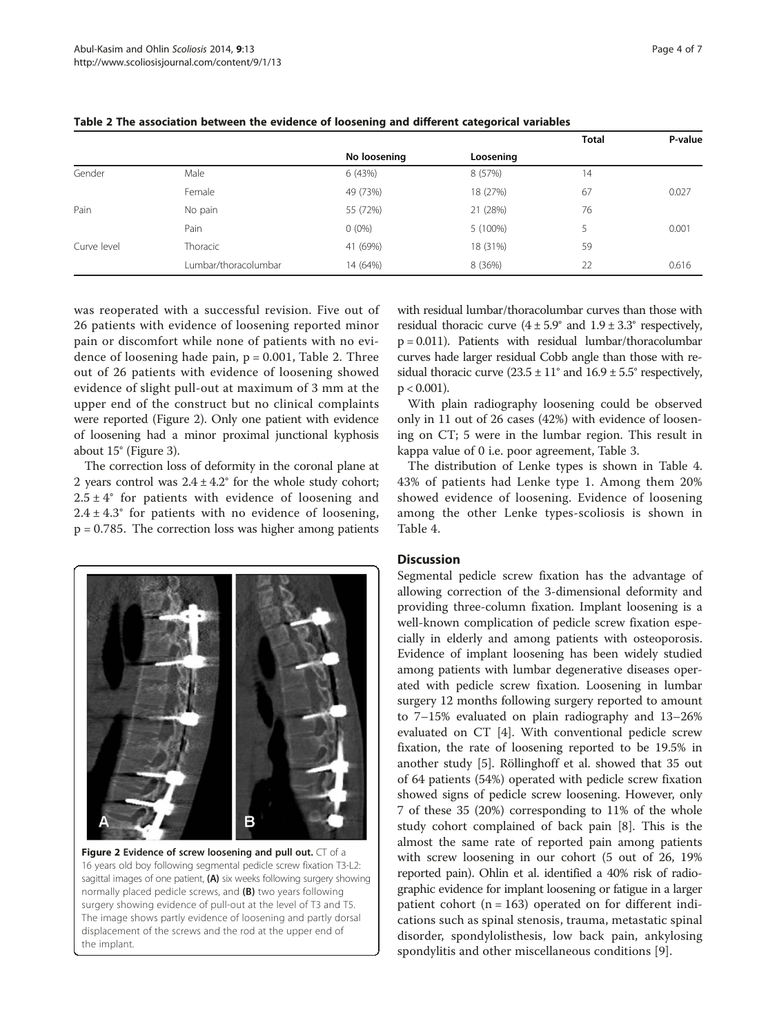**Table 2 The association between the evidence of loosening and different categorical variables**

| | | No loosening | Loosening | Total | P-value |
|---|---|---|---|---|---|
| Gender | Male | 6 (43%) | 8 (57%) | 14 | |
| | Female | 49 (73%) | 18 (27%) | 67 | 0.027 |
| Pain | No pain | 55 (72%) | 21 (28%) | 76 | |
| | Pain | 0 (0%) | 5 (100%) | 5 | 0.001 |
| Curve level | Thoracic | 41 (69%) | 18 (31%) | 59 | |
| | Lumbar/thoracolumbar | 14 (64%) | 8 (36%) | 22 | 0.616 |

was reoperated with a successful revision. Five out of 26 patients with evidence of loosening reported minor pain or discomfort while none of patients with no evidence of loosening hade pain, $p = 0.001$, Table 2. Three out of 26 patients with evidence of loosening showed evidence of slight pull-out at maximum of 3 mm at the upper end of the construct but no clinical complaints were reported (Figure 2). Only one patient with evidence of loosening had a minor proximal junctional kyphosis about 15° (Figure 3).

The correction loss of deformity in the coronal plane at 2 years control was $2.4 \pm 4.2°$ for the whole study cohort; $2.5 \pm 4°$ for patients with evidence of loosening and $2.4 \pm 4.3°$ for patients with no evidence of loosening, $p = 0.785$. The correction loss was higher among patients with residual lumbar/thoracolumbar curves than those with residual thoracic curve ($4 \pm 5.9°$ and $1.9 \pm 3.3°$ respectively, $p = 0.011$). Patients with residual lumbar/thoracolumbar curves hade larger residual Cobb angle than those with residual thoracic curve ($23.5 \pm 11°$ and $16.9 \pm 5.5°$ respectively, $p < 0.001$).

With plain radiography loosening could be observed only in 11 out of 26 cases (42%) with evidence of loosening on CT; 5 were in the lumbar region. This result in kappa value of 0 i.e. poor agreement, Table 3.

The distribution of Lenke types is shown in Table 4. 43% of patients had Lenke type 1. Among them 20% showed evidence of loosening. Evidence of loosening among the other Lenke types-scoliosis is shown in Table 4.

**Figure 2 Evidence of screw loosening and pull out.** CT of a 16 years old boy following segmental pedicle screw fixation T3-L2: sagittal images of one patient, **(A)** six weeks following surgery showing normally placed pedicle screws, and **(B)** two years following surgery showing evidence of pull-out at the level of T3 and T5. The image shows partly evidence of loosening and partly dorsal displacement of the screws and the rod at the upper end of the implant.

## Discussion

Segmental pedicle screw fixation has the advantage of allowing correction of the 3-dimensional deformity and providing three-column fixation. Implant loosening is a well-known complication of pedicle screw fixation especially in elderly and among patients with osteoporosis. Evidence of implant loosening has been widely studied among patients with lumbar degenerative diseases operated with pedicle screw fixation. Loosening in lumbar surgery 12 months following surgery reported to amount to 7–15% evaluated on plain radiography and 13–26% evaluated on CT [4]. With conventional pedicle screw fixation, the rate of loosening reported to be 19.5% in another study [5]. Röllinghoff et al. showed that 35 out of 64 patients (54%) operated with pedicle screw fixation showed signs of pedicle screw loosening. However, only 7 of these 35 (20%) corresponding to 11% of the whole study cohort complained of back pain [8]. This is the almost the same rate of reported pain among patients with screw loosening in our cohort (5 out of 26, 19% reported pain). Ohlin et al. identified a 40% risk of radiographic evidence for implant loosening or fatigue in a larger patient cohort ($n = 163$) operated on for different indications such as spinal stenosis, trauma, metastatic spinal disorder, spondylolisthesis, low back pain, ankylosing spondylitis and other miscellaneous conditions [9].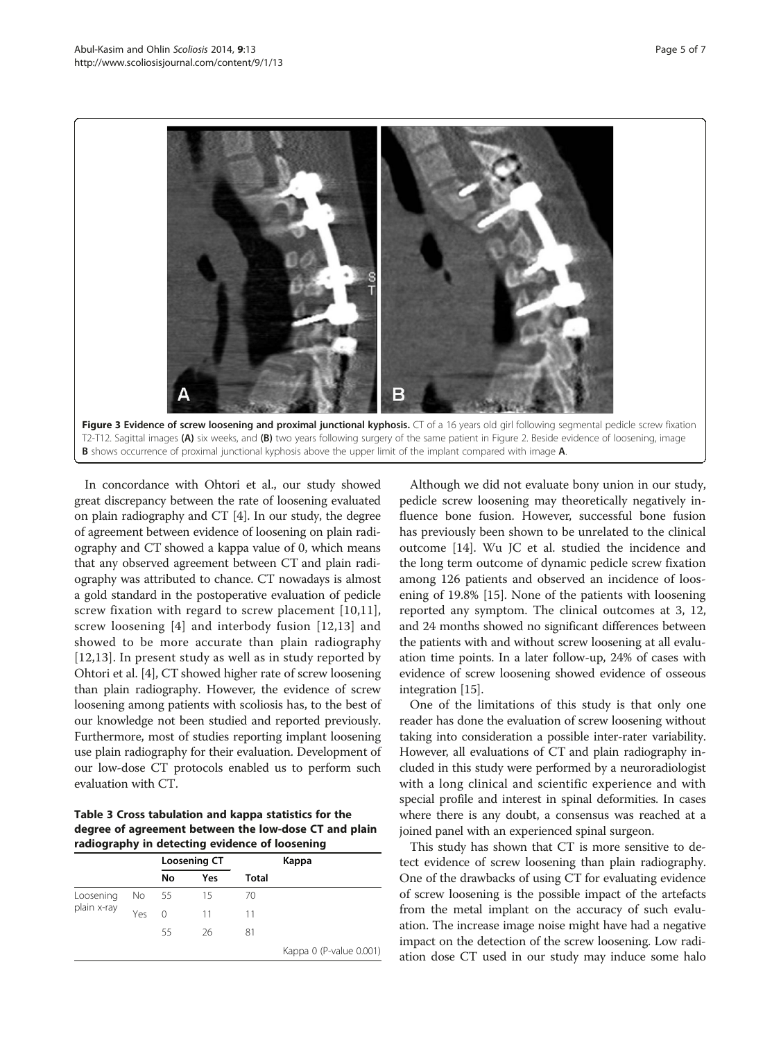**Figure 3 Evidence of screw loosening and proximal junctional kyphosis.** CT of a 16 years old girl following segmental pedicle screw fixation T2-T12. Sagittal images **(A)** six weeks, and **(B)** two years following surgery of the same patient in Figure 2. Beside evidence of loosening, image **B** shows occurrence of proximal junctional kyphosis above the upper limit of the implant compared with image **A**.

In concordance with Ohtori et al., our study showed great discrepancy between the rate of loosening evaluated on plain radiography and CT [4]. In our study, the degree of agreement between evidence of loosening on plain radiography and CT showed a kappa value of 0, which means that any observed agreement between CT and plain radiography was attributed to chance. CT nowadays is almost a gold standard in the postoperative evaluation of pedicle screw fixation with regard to screw placement [10,11], screw loosening [4] and interbody fusion [12,13] and showed to be more accurate than plain radiography [12,13]. In present study as well as in study reported by Ohtori et al. [4], CT showed higher rate of screw loosening than plain radiography. However, the evidence of screw loosening among patients with scoliosis has, to the best of our knowledge not been studied and reported previously. Furthermore, most of studies reporting implant loosening use plain radiography for their evaluation. Development of our low-dose CT protocols enabled us to perform such evaluation with CT.

**Table 3 Cross tabulation and kappa statistics for the degree of agreement between the low-dose CT and plain radiography in detecting evidence of loosening**

| | | Loosening CT | | | Kappa |
|---|---|---|---|---|---|
| | | No | Yes | Total | |
| Loosening plain x-ray | No | 55 | 15 | 70 | |
| | Yes | 0 | 11 | 11 | |
| | | 55 | 26 | 81 | |
| | | | | | Kappa 0 (P-value 0.001) |

Although we did not evaluate bony union in our study, pedicle screw loosening may theoretically negatively influence bone fusion. However, successful bone fusion has previously been shown to be unrelated to the clinical outcome [14]. Wu JC et al. studied the incidence and the long term outcome of dynamic pedicle screw fixation among 126 patients and observed an incidence of loosening of 19.8% [15]. None of the patients with loosening reported any symptom. The clinical outcomes at 3, 12, and 24 months showed no significant differences between the patients with and without screw loosening at all evaluation time points. In a later follow-up, 24% of cases with evidence of screw loosening showed evidence of osseous integration [15].

One of the limitations of this study is that only one reader has done the evaluation of screw loosening without taking into consideration a possible inter-rater variability. However, all evaluations of CT and plain radiography included in this study were performed by a neuroradiologist with a long clinical and scientific experience and with special profile and interest in spinal deformities. In cases where there is any doubt, a consensus was reached at a joined panel with an experienced spinal surgeon.

This study has shown that CT is more sensitive to detect evidence of screw loosening than plain radiography. One of the drawbacks of using CT for evaluating evidence of screw loosening is the possible impact of the artefacts from the metal implant on the accuracy of such evaluation. The increase image noise might have had a negative impact on the detection of the screw loosening. Low radiation dose CT used in our study may induce some halo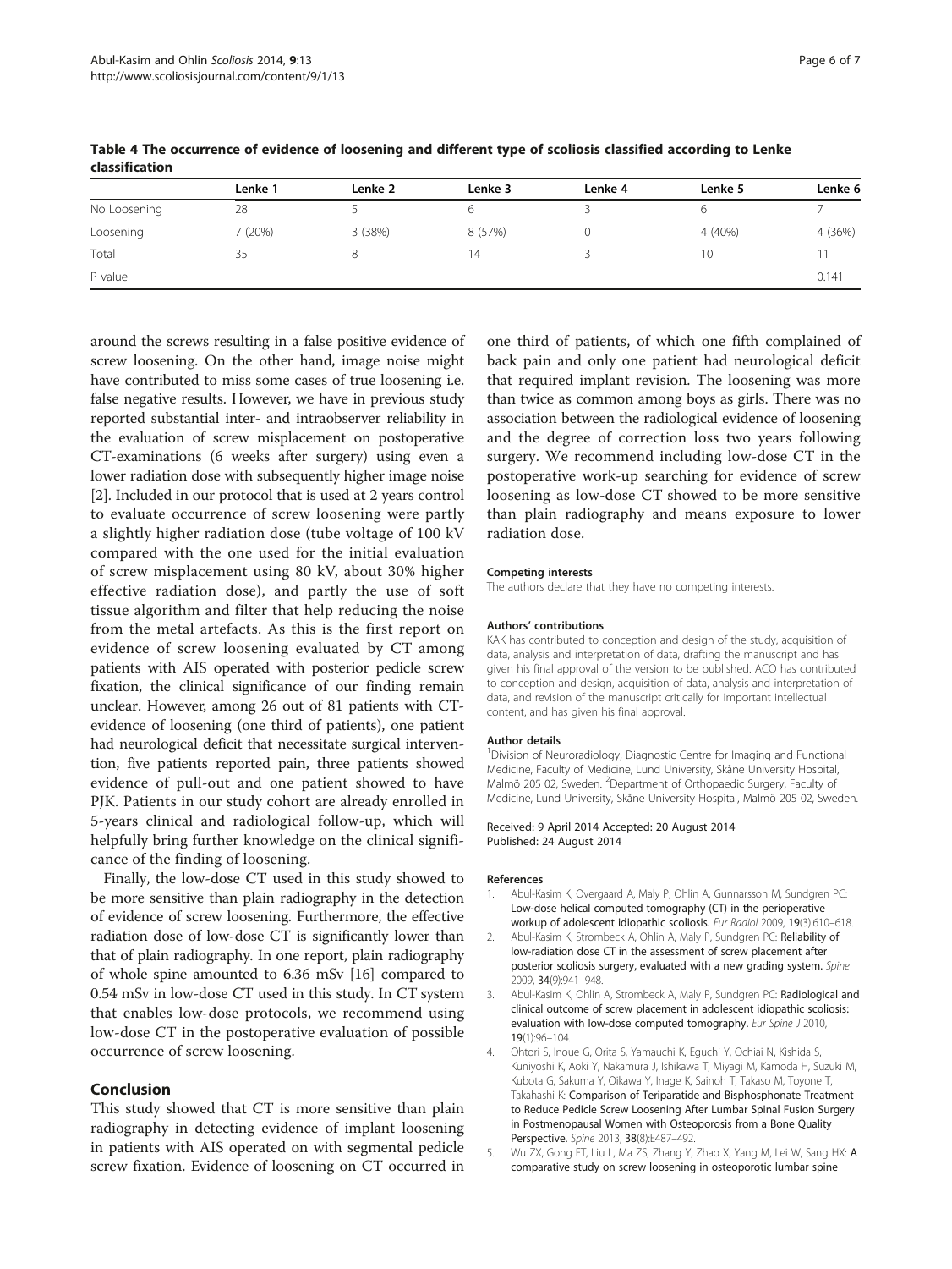**Table 4 The occurrence of evidence of loosening and different type of scoliosis classified according to Lenke classification**

| | Lenke 1 | Lenke 2 | Lenke 3 | Lenke 4 | Lenke 5 | Lenke 6 |
|---|---|---|---|---|---|---|
| No Loosening | 28 | 5 | 6 | 3 | 6 | 7 |
| Loosening | 7 (20%) | 3 (38%) | 8 (57%) | 0 | 4 (40%) | 4 (36%) |
| Total | 35 | 8 | 14 | 3 | 10 | 11 |
| P value | | | | | | 0.141 |

around the screws resulting in a false positive evidence of screw loosening. On the other hand, image noise might have contributed to miss some cases of true loosening i.e. false negative results. However, we have in previous study reported substantial inter- and intraobserver reliability in the evaluation of screw misplacement on postoperative CT-examinations (6 weeks after surgery) using even a lower radiation dose with subsequently higher image noise [2]. Included in our protocol that is used at 2 years control to evaluate occurrence of screw loosening were partly a slightly higher radiation dose (tube voltage of 100 kV compared with the one used for the initial evaluation of screw misplacement using 80 kV, about 30% higher effective radiation dose), and partly the use of soft tissue algorithm and filter that help reducing the noise from the metal artefacts. As this is the first report on evidence of screw loosening evaluated by CT among patients with AIS operated with posterior pedicle screw fixation, the clinical significance of our finding remain unclear. However, among 26 out of 81 patients with CT-evidence of loosening (one third of patients), one patient had neurological deficit that necessitate surgical intervention, five patients reported pain, three patients showed evidence of pull-out and one patient showed to have PJK. Patients in our study cohort are already enrolled in 5-years clinical and radiological follow-up, which will helpfully bring further knowledge on the clinical significance of the finding of loosening.

Finally, the low-dose CT used in this study showed to be more sensitive than plain radiography in the detection of evidence of screw loosening. Furthermore, the effective radiation dose of low-dose CT is significantly lower than that of plain radiography. In one report, plain radiography of whole spine amounted to 6.36 mSv [16] compared to 0.54 mSv in low-dose CT used in this study. In CT system that enables low-dose protocols, we recommend using low-dose CT in the postoperative evaluation of possible occurrence of screw loosening.

## Conclusion

This study showed that CT is more sensitive than plain radiography in detecting evidence of implant loosening in patients with AIS operated on with segmental pedicle screw fixation. Evidence of loosening on CT occurred in one third of patients, of which one fifth complained of back pain and only one patient had neurological deficit that required implant revision. The loosening was more than twice as common among boys as girls. There was no association between the radiological evidence of loosening and the degree of correction loss two years following surgery. We recommend including low-dose CT in the postoperative work-up searching for evidence of screw loosening as low-dose CT showed to be more sensitive than plain radiography and means exposure to lower radiation dose.

#### Competing interests

The authors declare that they have no competing interests.

#### Authors' contributions

KAK has contributed to conception and design of the study, acquisition of data, analysis and interpretation of data, drafting the manuscript and has given his final approval of the version to be published. ACO has contributed to conception and design, acquisition of data, analysis and interpretation of data, and revision of the manuscript critically for important intellectual content, and has given his final approval.

#### Author details

[1]Division of Neuroradiology, Diagnostic Centre for Imaging and Functional Medicine, Faculty of Medicine, Lund University, Skåne University Hospital, Malmö 205 02, Sweden. [2]Department of Orthopaedic Surgery, Faculty of Medicine, Lund University, Skåne University Hospital, Malmö 205 02, Sweden.

Received: 9 April 2014 Accepted: 20 August 2014
Published: 24 August 2014

#### References

1. Abul-Kasim K, Overgaard A, Maly P, Ohlin A, Gunnarsson M, Sundgren PC: **Low-dose helical computed tomography (CT) in the perioperative workup of adolescent idiopathic scoliosis.** *Eur Radiol* 2009, **19**(3):610–618.
2. Abul-Kasim K, Strombeck A, Ohlin A, Maly P, Sundgren PC: **Reliability of low-radiation dose CT in the assessment of screw placement after posterior scoliosis surgery, evaluated with a new grading system.** *Spine* 2009, **34**(9):941–948.
3. Abul-Kasim K, Ohlin A, Strombeck A, Maly P, Sundgren PC: **Radiological and clinical outcome of screw placement in adolescent idiopathic scoliosis: evaluation with low-dose computed tomography.** *Eur Spine J* 2010, **19**(1):96–104.
4. Ohtori S, Inoue G, Orita S, Yamauchi K, Eguchi Y, Ochiai N, Kishida S, Kuniyoshi K, Aoki Y, Nakamura J, Ishikawa T, Miyagi M, Kamoda H, Suzuki M, Kubota G, Sakuma Y, Oikawa Y, Inage K, Sainoh T, Takaso M, Toyone T, Takahashi K: **Comparison of Teriparatide and Bisphosphonate Treatment to Reduce Pedicle Screw Loosening After Lumbar Spinal Fusion Surgery in Postmenopausal Women with Osteoporosis from a Bone Quality Perspective.** *Spine* 2013, **38**(8):E487–492.
5. Wu ZX, Gong FT, Liu L, Ma ZS, Zhang Y, Zhao X, Yang M, Lei W, Sang HX: **A comparative study on screw loosening in osteoporotic lumbar spine**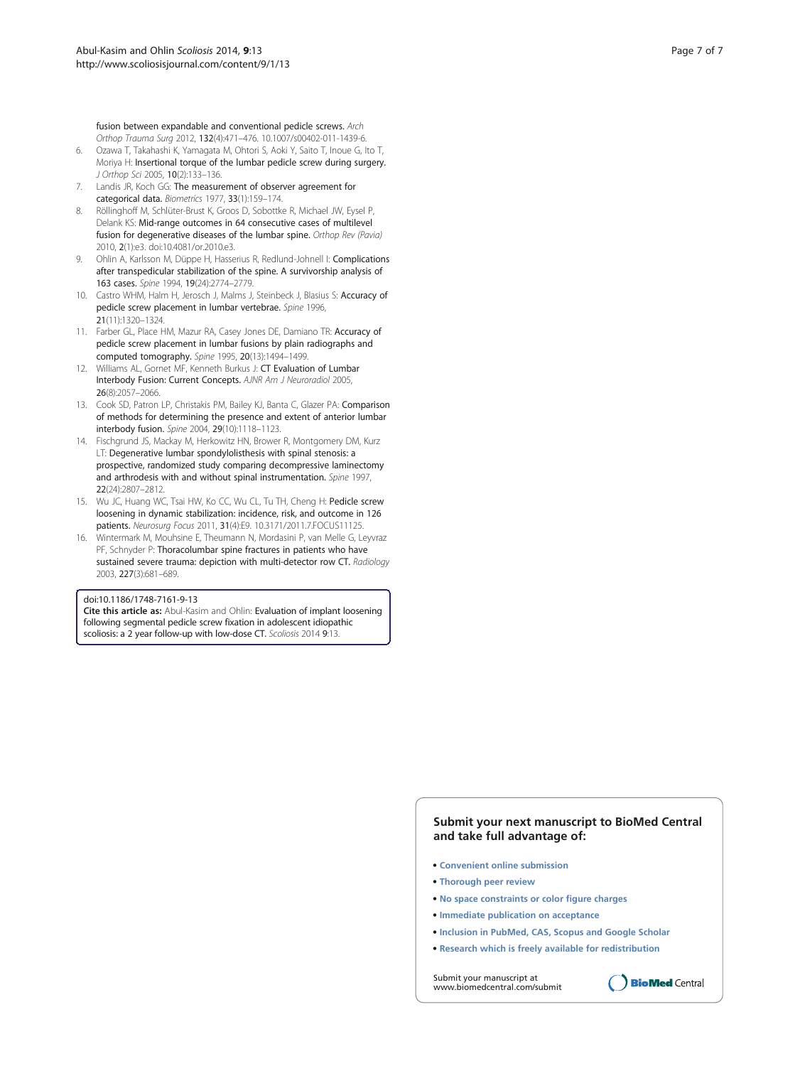fusion between expandable and conventional pedicle screws. *Arch Orthop Trauma Surg* 2012, **132**(4):471–476. 10.1007/s00402-011-1439-6.

6. Ozawa T, Takahashi K, Yamagata M, Ohtori S, Aoki Y, Saito T, Inoue G, Ito T, Moriya H: **Insertional torque of the lumbar pedicle screw during surgery.** *J Orthop Sci* 2005, **10**(2):133–136.
7. Landis JR, Koch GG: **The measurement of observer agreement for categorical data.** *Biometrics* 1977, **33**(1):159–174.
8. Röllinghoff M, Schlüter-Brust K, Groos D, Sobottke R, Michael JW, Eysel P, Delank KS: **Mid-range outcomes in 64 consecutive cases of multilevel fusion for degenerative diseases of the lumbar spine.** *Orthop Rev (Pavia)* 2010, **2**(1):e3. doi:10.4081/or.2010.e3.
9. Ohlin A, Karlsson M, Düppe H, Hasserius R, Redlund-Johnell I: **Complications after transpedicular stabilization of the spine. A survivorship analysis of 163 cases.** *Spine* 1994, **19**(24):2774–2779.
10. Castro WHM, Halm H, Jerosch J, Malms J, Steinbeck J, Blasius S: **Accuracy of pedicle screw placement in lumbar vertebrae.** *Spine* 1996, **21**(11):1320–1324.
11. Farber GL, Place HM, Mazur RA, Casey Jones DE, Damiano TR: **Accuracy of pedicle screw placement in lumbar fusions by plain radiographs and computed tomography.** *Spine* 1995, **20**(13):1494–1499.
12. Williams AL, Gornet MF, Kenneth Burkus J: **CT Evaluation of Lumbar Interbody Fusion: Current Concepts.** *AJNR Am J Neuroradiol* 2005, **26**(8):2057–2066.
13. Cook SD, Patron LP, Christakis PM, Bailey KJ, Banta C, Glazer PA: **Comparison of methods for determining the presence and extent of anterior lumbar interbody fusion.** *Spine* 2004, **29**(10):1118–1123.
14. Fischgrund JS, Mackay M, Herkowitz HN, Brower R, Montgomery DM, Kurz LT: **Degenerative lumbar spondylolisthesis with spinal stenosis: a prospective, randomized study comparing decompressive laminectomy and arthrodesis with and without spinal instrumentation.** *Spine* 1997, **22**(24):2807–2812.
15. Wu JC, Huang WC, Tsai HW, Ko CC, Wu CL, Tu TH, Cheng H: **Pedicle screw loosening in dynamic stabilization: incidence, risk, and outcome in 126 patients.** *Neurosurg Focus* 2011, **31**(4):E9. 10.3171/2011.7.FOCUS11125.
16. Wintermark M, Mouhsine E, Theumann N, Mordasini P, van Melle G, Leyvraz PF, Schnyder P: **Thoracolumbar spine fractures in patients who have sustained severe trauma: depiction with multi-detector row CT.** *Radiology* 2003, **227**(3):681–689.

doi:10.1186/1748-7161-9-13
**Cite this article as:** Abul-Kasim and Ohlin: Evaluation of implant loosening following segmental pedicle screw fixation in adolescent idiopathic scoliosis: a 2 year follow-up with low-dose CT. *Scoliosis* 2014 **9**:13.

**Submit your next manuscript to BioMed Central and take full advantage of:**

- **Convenient online submission**
- **Thorough peer review**
- **No space constraints or color figure charges**
- **Immediate publication on acceptance**
- **Inclusion in PubMed, CAS, Scopus and Google Scholar**
- **Research which is freely available for redistribution**

Submit your manuscript at
www.biomedcentral.com/submit

BioMed Central